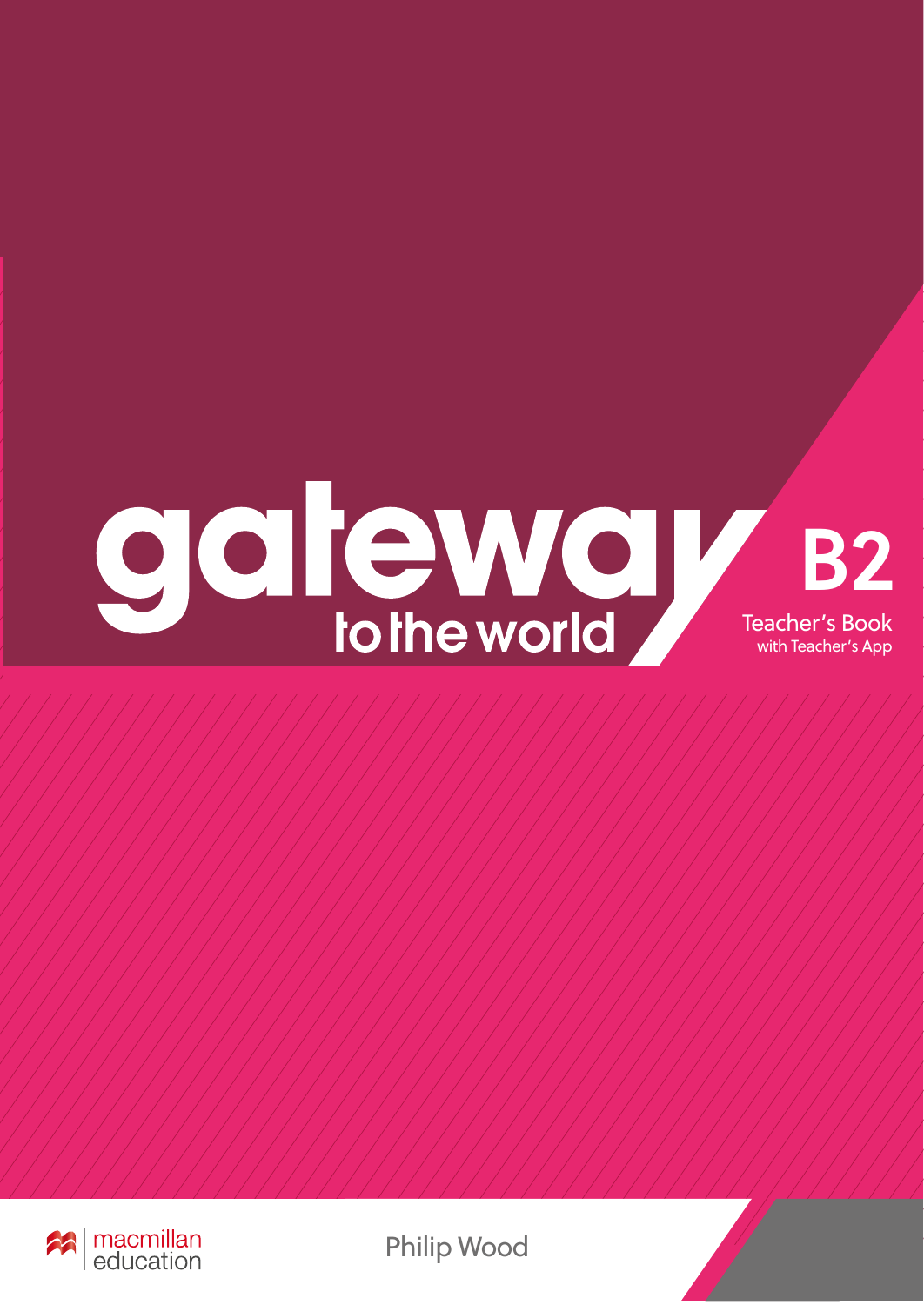# gateway to the world

# B2

Teacher's Book
with Teacher's App

macmillan education

Philip Wood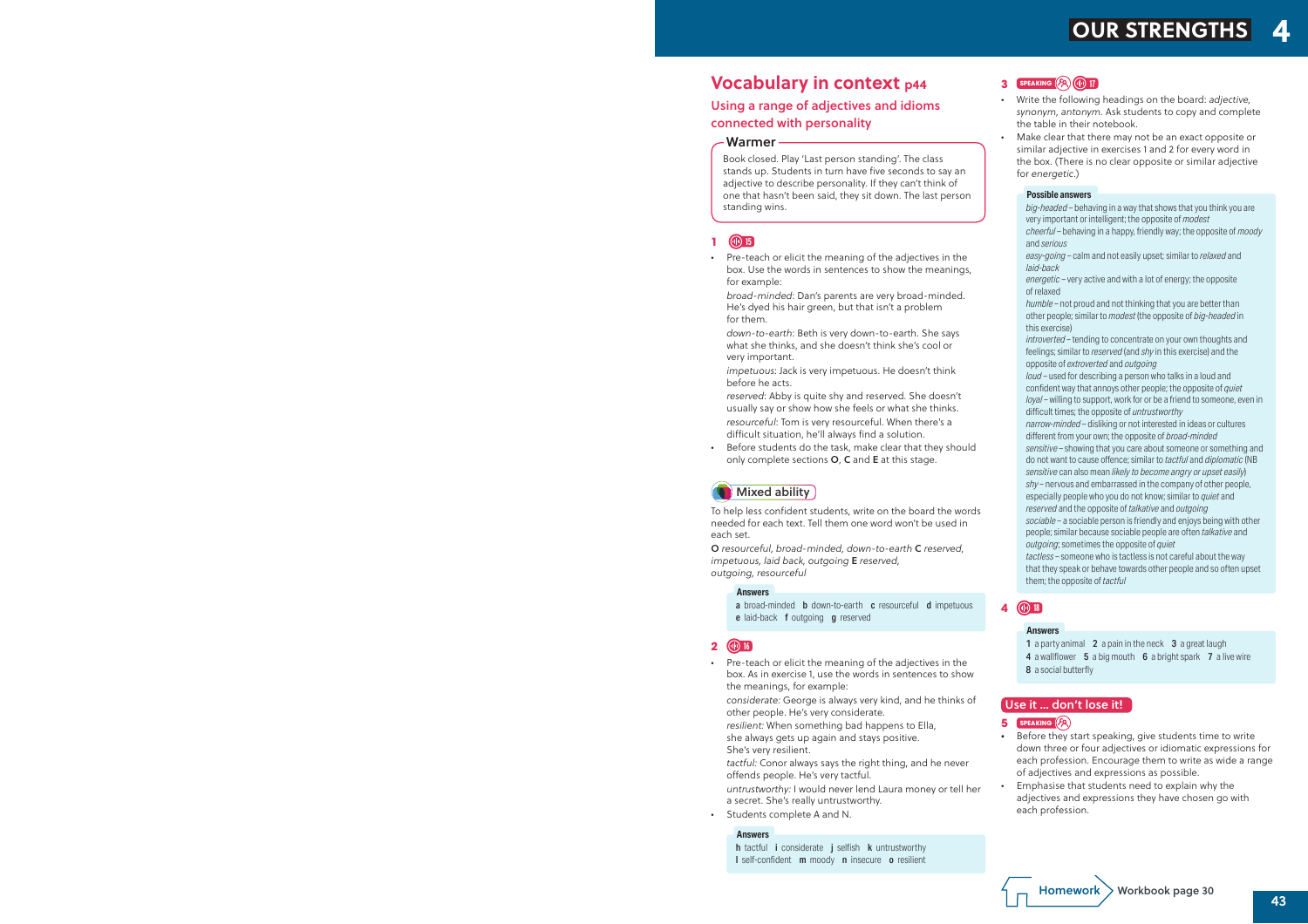## Vocabulary in context p44

### Using a range of adjectives and idioms connected with personality

**Warmer**

Book closed. Play 'Last person standing'. The class stands up. Students in turn have five seconds to say an adjective to describe personality. If they can't think of one that hasn't been said, they sit down. The last person standing wins.

**1** 15

- Pre-teach or elicit the meaning of the adjectives in the box. Use the words in sentences to show the meanings, for example:

  *broad-minded*: Dan's parents are very broad-minded. He's dyed his hair green, but that isn't a problem for them.

  *down-to-earth*: Beth is very down-to-earth. She says what she thinks, and she doesn't think she's cool or very important.

  *impetuous*: Jack is very impetuous. He doesn't think before he acts.

  *reserved*: Abby is quite shy and reserved. She doesn't usually say or show how she feels or what she thinks.

  *resourceful*: Tom is very resourceful. When there's a difficult situation, he'll always find a solution.

- Before students do the task, make clear that they should only complete sections **O**, **C** and **E** at this stage.

**Mixed ability**

To help less confident students, write on the board the words needed for each text. Tell them one word won't be used in each set.

**O** *resourceful, broad-minded, down-to-earth* **C** *reserved, impetuous, laid back, outgoing* **E** *reserved, outgoing, resourceful*

**Answers**

**a** broad-minded **b** down-to-earth **c** resourceful **d** impetuous **e** laid-back **f** outgoing **g** reserved

**2** 16

- Pre-teach or elicit the meaning of the adjectives in the box. As in exercise 1, use the words in sentences to show the meanings, for example:

  *considerate:* George is always very kind, and he thinks of other people. He's very considerate.

  *resilient:* When something bad happens to Ella, she always gets up again and stays positive. She's very resilient.

  *tactful:* Conor always says the right thing, and he never offends people. He's very tactful.

  *untrustworthy:* I would never lend Laura money or tell her a secret. She's really untrustworthy.

- Students complete A and N.

**Answers**

**h** tactful **i** considerate **j** selfish **k** untrustworthy **l** self-confident **m** moody **n** insecure **o** resilient

**3** SPEAKING 17

- Write the following headings on the board: *adjective, synonym, antonym*. Ask students to copy and complete the table in their notebook.
- Make clear that there may not be an exact opposite or similar adjective in exercises 1 and 2 for every word in the box. (There is no clear opposite or similar adjective for *energetic*.)

**Possible answers**

*big-headed* – behaving in a way that shows that you think you are very important or intelligent; the opposite of *modest*
*cheerful* – behaving in a happy, friendly way; the opposite of *moody* and *serious*
*easy-going* – calm and not easily upset; similar to *relaxed* and *laid-back*
*energetic* – very active and with a lot of energy; the opposite of relaxed
*humble* – not proud and not thinking that you are better than other people; similar to *modest* (the opposite of *big-headed* in this exercise)
*introverted* – tending to concentrate on your own thoughts and feelings; similar to *reserved* (and *shy* in this exercise) and the opposite of *extroverted* and *outgoing*
*loud* – used for describing a person who talks in a loud and confident way that annoys other people; the opposite of *quiet*
*loyal* – willing to support, work for or be a friend to someone, even in difficult times; the opposite of *untrustworthy*
*narrow-minded* – disliking or not interested in ideas or cultures different from your own; the opposite of *broad-minded*
*sensitive* – showing that you care about someone or something and do not want to cause offence; similar to *tactful* and *diplomatic* (NB *sensitive* can also mean *likely to become angry or upset easily*)
*shy* – nervous and embarrassed in the company of other people, especially people who you do not know; similar to *quiet* and *reserved* and the opposite of *talkative* and *outgoing*
*sociable* – a sociable person is friendly and enjoys being with other people; similar because sociable people are often *talkative* and *outgoing*; sometimes the opposite of *quiet*
*tactless* – someone who is tactless is not careful about the way that they speak or behave towards other people and so often upset them; the opposite of *tactful*

**4** 18

**Answers**

**1** a party animal **2** a pain in the neck **3** a great laugh **4** a wallflower **5** a big mouth **6** a bright spark **7** a live wire **8** a social butterfly

**Use it ... don't lose it!**

**5** SPEAKING

- Before they start speaking, give students time to write down three or four adjectives or idiomatic expressions for each profession. Encourage them to write as wide a range of adjectives and expressions as possible.
- Emphasise that students need to explain why the adjectives and expressions they have chosen go with each profession.

**Homework** Workbook page 30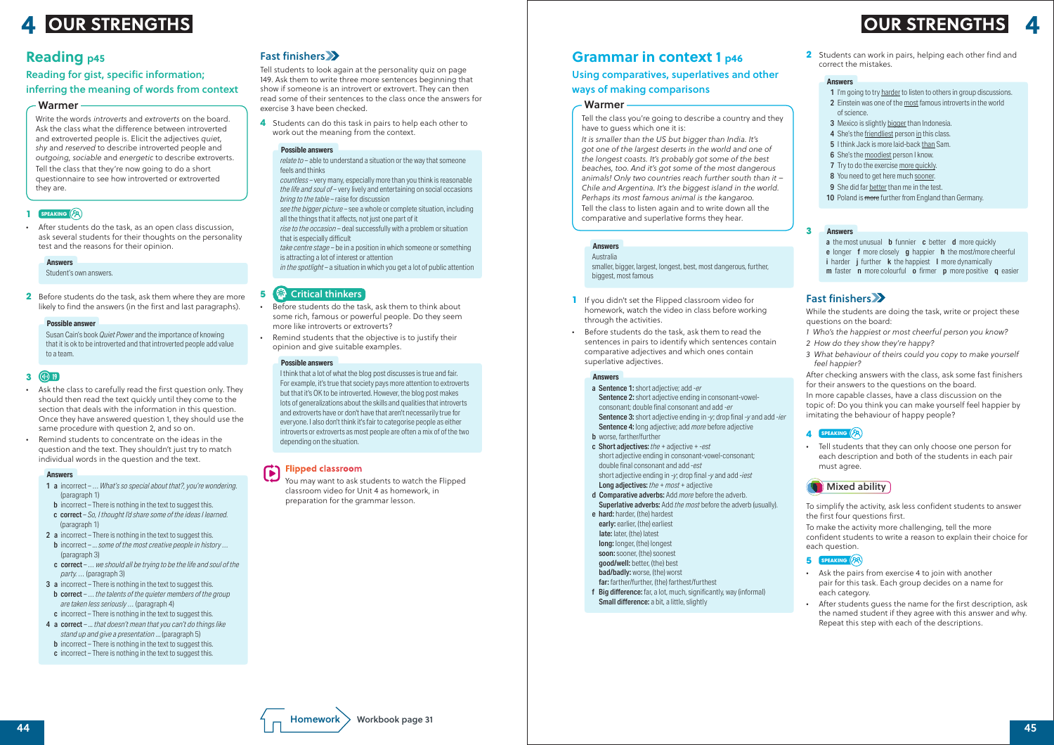# 4 OUR STRENGTHS

## Reading p45

### Reading for gist, specific information; inferring the meaning of words from context

**Warmer**

Write the words *introverts* and *extroverts* on the board. Ask the class what the difference between introverted and extroverted people is. Elicit the adjectives *quiet, shy* and *reserved* to describe introverted people and *outgoing, sociable* and *energetic* to describe extroverts. Tell the class that they're now going to do a short questionnaire to see how introverted or extroverted they are.

**1** SPEAKING

- After students do the task, as an open class discussion, ask several students for their thoughts on the personality test and the reasons for their opinion.

**Answers**

Student's own answers.

**2** Before students do the task, ask them where they are more likely to find the answers (in the first and last paragraphs).

**Possible answer**

Susan Cain's book *Quiet Power* and the importance of knowing that it is ok to be introverted and that introverted people add value to a team.

**3** 19

- Ask the class to carefully read the first question only. They should then read the text quickly until they come to the section that deals with the information in this question. Once they have answered question 1, they should use the same procedure with question 2, and so on.
- Remind students to concentrate on the ideas in the question and the text. They shouldn't just try to match individual words in the question and the text.

**Answers**

1 a incorrect – *… What's so special about that?, you're wondering.* (paragraph 1)
 b incorrect – There is nothing in the text to suggest this.
 c **correct** – *So, I thought I'd share some of the ideas I learned.* (paragraph 1)
2 a incorrect – There is nothing in the text to suggest this.
 b incorrect – *… some of the most creative people in history …* (paragraph 3)
 c **correct** – *… we should all be trying to be the life and soul of the party. …* (paragraph 3)
3 a incorrect – There is nothing in the text to suggest this.
 b **correct** – *… the talents of the quieter members of the group are taken less seriously …* (paragraph 4)
 c incorrect – There is nothing in the text to suggest this.
4 a **correct** – *… that doesn't mean that you can't do things like stand up and give a presentation …* (paragraph 5)
 b incorrect – There is nothing in the text to suggest this.
 c incorrect – There is nothing in the text to suggest this.

### Fast finishers

Tell students to look again at the personality quiz on page 149. Ask them to write three more sentences beginning that show if someone is an introvert or extrovert. They can then read some of their sentences to the class once the answers for exercise 3 have been checked.

**4** Students can do this task in pairs to help each other to work out the meaning from the context.

**Possible answers**

*relate to* – able to understand a situation or the way that someone feels and thinks
*countless* – very many, especially more than you think is reasonable
*the life and soul of* – very lively and entertaining on social occasions
*bring to the table* – raise for discussion
*see the bigger picture* – see a whole or complete situation, including all the things that it affects, not just one part of it
*rise to the occasion* – deal successfully with a problem or situation that is especially difficult
*take centre stage* – be in a position in which someone or something is attracting a lot of interest or attention
*in the spotlight* – a situation in which you get a lot of public attention

**5** Critical thinkers

- Before students do the task, ask them to think about some rich, famous or powerful people. Do they seem more like introverts or extroverts?
- Remind students that the objective is to justify their opinion and give suitable examples.

**Possible answers**

I think that a lot of what the blog post discusses is true and fair. For example, it's true that society pays more attention to extroverts but that it's OK to be introverted. However, the blog post makes lots of generalizations about the skills and qualities that introverts and extroverts have or don't have that aren't necessarily true for everyone. I also don't think it's fair to categorise people as either introverts or extroverts as most people are often a mix of of the two depending on the situation.

### Flipped classroom

You may want to ask students to watch the Flipped classroom video for Unit 4 as homework, in preparation for the grammar lesson.

**Homework** Workbook page 31

## Grammar in context 1 p46

### Using comparatives, superlatives and other ways of making comparisons

**Warmer**

Tell the class you're going to describe a country and they have to guess which one it is:

*It is smaller than the US but bigger than India. It's got one of the largest deserts in the world and one of the longest coasts. It's probably got some of the best beaches, too. And it's got some of the most dangerous animals! Only two countries reach further south than it – Chile and Argentina. It's the biggest island in the world. Perhaps its most famous animal is the kangaroo.*

Tell the class to listen again and to write down all the comparative and superlative forms they hear.

**Answers**

Australia
smaller, bigger, largest, longest, best, most dangerous, further, biggest, most famous

**1** If you didn't set the Flipped classroom video for homework, watch the video in class before working through the activities.

- Before students do the task, ask them to read the sentences in pairs to identify which sentences contain comparative adjectives and which ones contain superlative adjectives.

**Answers**

**a** **Sentence 1:** short adjective; add *-er*
**Sentence 2:** short adjective ending in consonant-vowel-consonant; double final consonant and add *-er*
**Sentence 3:** short adjective ending in *-y*; drop final *-y* and add *-ier*
**Sentence 4:** long adjective; add *more* before adjective
**b** worse, farther/further
**c** **Short adjectives:** *the* + adjective + *-est*
short adjective ending in consonant-vowel-consonant; double final consonant and add *-est*
short adjective ending in *-y*; drop final *-y* and add *-iest*
**Long adjectives:** *the* + *most* + adjective
**d** **Comparative adverbs:** Add *more* before the adverb.
**Superlative adverbs:** Add *the most* before the adverb (usually).
**e** **hard:** harder, (the) hardest
**early:** earlier, (the) earliest
**late:** later, (the) latest
**long:** longer, (the) longest
**soon:** sooner, (the) soonest
**good/well:** better, (the) best
**bad/badly:** worse, (the) worst
**far:** farther/further, (the) farthest/furthest
**f** **Big difference:** far, a lot, much, significantly, way (informal)
**Small difference:** a bit, a little, slightly

**2** Students can work in pairs, helping each other find and correct the mistakes.

**Answers**

1 I'm going to try harder to listen to others in group discussions.
2 Einstein was one of the most famous introverts in the world of science.
3 Mexico is slightly bigger than Indonesia.
4 She's the friendliest person in this class.
5 I think Jack is more laid-back than Sam.
6 She's the moodiest person I know.
7 Try to do the exercise more quickly.
8 You need to get here much sooner.
9 She did far better than me in the test.
10 Poland is ~~more~~ further from England than Germany.

**3**

**Answers**

**a** the most unusual **b** funnier **c** better **d** more quickly **e** longer **f** more closely **g** happier **h** the most/more cheerful **i** harder **j** further **k** the happiest **l** more dynamically **m** faster **n** more colourful **o** firmer **p** more positive **q** easier

### Fast finishers

While the students are doing the task, write or project these questions on the board:

*1 Who's the happiest or most cheerful person you know?*
*2 How do they show they're happy?*
*3 What behaviour of theirs could you copy to make yourself feel happier?*

After checking answers with the class, ask some fast finishers for their answers to the questions on the board.
In more capable classes, have a class discussion on the topic of: Do you think you can make yourself feel happier by imitating the behaviour of happy people?

**4** SPEAKING

- Tell students that they can only choose one person for each description and both of the students in each pair must agree.

### Mixed ability

To simplify the activity, ask less confident students to answer the first four questions first.
To make the activity more challenging, tell the more confident students to write a reason to explain their choice for each question.

**5** SPEAKING

- Ask the pairs from exercise 4 to join with another pair for this task. Each group decides on a name for each category.
- After students guess the name for the first description, ask the named student if they agree with this answer and why. Repeat this step with each of the descriptions.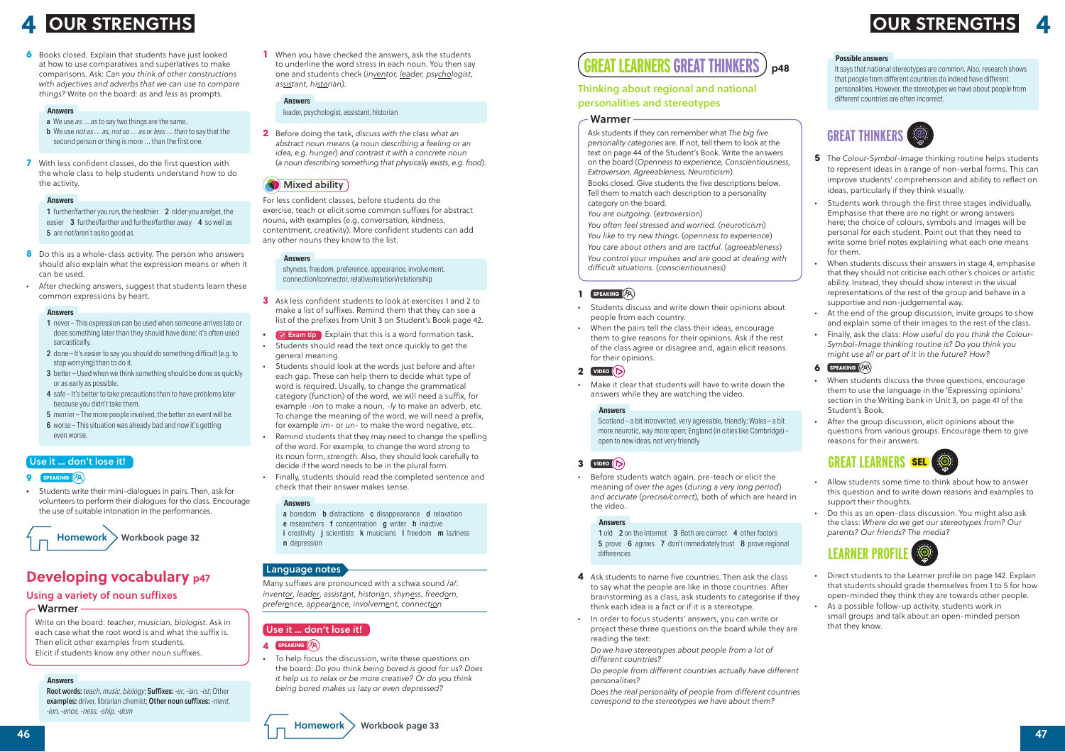6 Books closed. Explain that students have just looked at how to use comparatives and superlatives to make comparisons. Ask: *Can you think of other constructions with adjectives and adverbs that we can use to compare things?* Write on the board: as and less as prompts.

**Answers**

a We use *as ... as* to say two things are the same.
b We use *not as ... as, not so ... as* or *less ... than* to say that the second person or thing is more ... than the first one.

7 With less confident classes, do the first question with the whole class to help students understand how to do the activity.

**Answers**

1 further/farther you run, the healthier 2 older you are/get, the easier 3 further/farther and further/farther away 4 so well as
5 are not/aren't as/so good as

8 Do this as a whole-class activity. The person who answers should also explain what the expression means or when it can be used.

- After checking answers, suggest that students learn these common expressions by heart.

**Answers**

1 never – This expression can be used when someone arrives late or does something later than they should have done; it's often used sarcastically.
2 done – It's easier to say you should do something difficult (e.g. to stop worrying) than to do it.
3 better – Used when we think something should be done as quickly or as early as possible.
4 safe – It's better to take precautions than to have problems later because you didn't take them.
5 merrier – The more people involved, the better an event will be.
6 worse – This situation was already bad and now it's getting even worse.

**Use it ... don't lose it!**

9 SPEAKING

- Students write their mini-dialogues in pairs. Then, ask for volunteers to perform their dialogues for the class. Encourage the use of suitable intonation in the performances.

**Homework** Workbook page 32

## Developing vocabulary p47

### Using a variety of noun suffixes

**Warmer**

Write on the board: *teacher, musician, biologist*. Ask in each case what the root word is and what the suffix is. Then elicit other examples from students.
Elicit if students know any other noun suffixes.

**Answers**

**Root words:** *teach, music, biology*; **Suffixes:** *-er, -ian, -ist*; Other **examples:** driver, librarian chemist; **Other noun suffixes:** *-ment, -ion, -ence, -ness, -ship, -dom*

1 When you have checked the answers, ask the students to underline the word stress in each noun. You then say one and students check (*inventor, leader, psychologist, assistant, historian*).

**Answers**

leader, psychologist, assistant, historian

2 Before doing the task, *discuss with the class what an abstract noun means* (*a noun describing a feeling or an idea, e.g. hunger*) and contrast it with a concrete noun (*a noun describing something that physically exists, e.g. food*).

**Mixed ability**

For less confident classes, before students do the exercise, teach or elicit some common suffixes for abstract nouns, with examples (e.g. conversation, kindness, contentment, creativity). More confident students can add any other nouns they know to the list.

**Answers**

shyness, freedom, preference, appearance, involvement, connection/connector, relative/relation/relationship

3 Ask less confident students to look at exercises 1 and 2 to make a list of suffixes. Remind them that they can see a list of the prefixes from Unit 3 on Student's Book page 42.

- Exam tip Explain that this is a word formation task.
- Students should read the text once quickly to get the general meaning.
- Students should look at the words just before and after each gap. These can help them to decide what type of word is required. Usually, to change the grammatical category (function) of the word, we will need a suffix, for example *-ion* to make a noun, *-ly* to make an adverb, etc. To change the meaning of the word, we will need a prefix, for example *im-* or *un-* to make the word negative, etc.
- Remind students that they may need to change the spelling of the word. For example, to change the word *strong* to its noun form, *strength*. Also, they should look carefully to decide if the word needs to be in the plural form.
- Finally, students should read the completed sentence and check that their answer makes sense.

**Answers**

a boredom b distractions c disappearance d relaxation
e researchers f concentration g writer h inactive
i creativity j scientists k musicians l freedom m laziness
n depression

**Language notes**

Many suffixes are pronounced with a schwa sound /a/: *inventor, leader, assistant, historian, shyness, freedom, preference, appearance, involvement, connection*

**Use it ... don't lose it!**

4 SPEAKING

- To help focus the discussion, write these questions on the board: *Do you think being bored is good for us? Does it help us to relax or be more creative? Or do you think being bored makes us lazy or even depressed?*

**Homework** Workbook page 33

## GREAT LEARNERS GREAT THINKERS p48

### Thinking about regional and national personalities and stereotypes

**Warmer**

Ask students if they can remember what *The big five personality categories* are. If not, tell them to look at the text on page 44 of the Student's Book. Write the answers on the board (*Openness to experience, Conscientiousness, Extroversion, Agreeableness, Neuroticism*).
Books closed. Give students the five descriptions below. Tell them to match each description to a personality category on the board.
*You are outgoing.* (extroversion)
*You often feel stressed and worried.* (neuroticism)
*You like to try new things.* (openness to experience)
*You care about others and are tactful.* (agreeableness)
*You control your impulses and are good at dealing with difficult situations.* (conscientiousness)

1 SPEAKING

- Students discuss and write down their opinions about people from each country.
- When the pairs tell the class their ideas, encourage them to give reasons for their opinions. Ask if the rest of the class agree or disagree and, again elicit reasons for their opinions.

2 VIDEO

- Make it clear that students will have to write down the answers while they are watching the video.

**Answers**

Scotland – a bit introverted, very agreeable, friendly; Wales – a bit more neurotic, way more open; England (in cities like Cambridge) – open to new ideas, not very friendly

3 VIDEO

- Before students watch again, pre-teach or elicit the meaning of *over the ages* (*during a very long period*) and *accurate* (*precise/correct*), both of which are heard in the video.

**Answers**

1 old 2 on the Internet 3 Both are correct 4 other factors
5 prove 6 agrees 7 don't immediately trust 8 prove regional differences

4 Ask students to name five countries. Then ask the class to say what the people are like in those countries. After brainstorming as a class, ask students to categorise if they think each idea is a fact or if it is a stereotype.

- In order to focus students' answers, you can write or project these three questions on the board while they are reading the text:
*Do we have stereotypes about people from a lot of different countries?*
*Do people from different countries actually have different personalities?*
*Does the real personality of people from different countries correspond to the stereotypes we have about them?*

**Possible answers**

It says that national stereotypes are common. Also, research shows that people from different countries do indeed have different personalities. However, the stereotypes we have about people from different countries are often incorrect.

### GREAT THINKERS

5 The *Colour-Symbol-Image* thinking routine helps students to represent ideas in a range of non-verbal forms. This can improve students' comprehension and ability to reflect on ideas, particularly if they think visually.

- Students work through the first three stages individually. Emphasise that there are no right or wrong answers here; the choice of colours, symbols and images will be personal for each student. Point out that they need to write some brief notes explaining what each one means for them.
- When students discuss their answers in stage 4, emphasise that they should not criticise each other's choices or artistic ability. Instead, they should show interest in the visual representations of the rest of the group and behave in a supportive and non-judgemental way.
- At the end of the group discussion, invite groups to show and explain some of their images to the rest of the class.
- Finally, ask the class: *How useful do you think the Colour-Symbol-Image thinking routine is? Do you think you might use all or part of it in the future? How?*

6 SPEAKING

- When students discuss the three questions, encourage them to use the language in the 'Expressing opinions' section in the Writing bank in Unit 3, on page 41 of the Student's Book.
- After the group discussion, elicit opinions about the questions from various groups. Encourage them to give reasons for their answers.

### GREAT LEARNERS SEL

- Allow students some time to think about how to answer this question and to write down reasons and examples to support their thoughts.
- Do this as an open-class discussion. You might also ask the class: *Where do we get our stereotypes from? Our parents? Our friends? The media?*

### LEARNER PROFILE

- Direct students to the Learner profile on page 142. Explain that students should grade themselves from 1 to 5 for how open-minded they think they are towards other people.
- As a possible follow-up activity, students work in small groups and talk about an open-minded person that they know.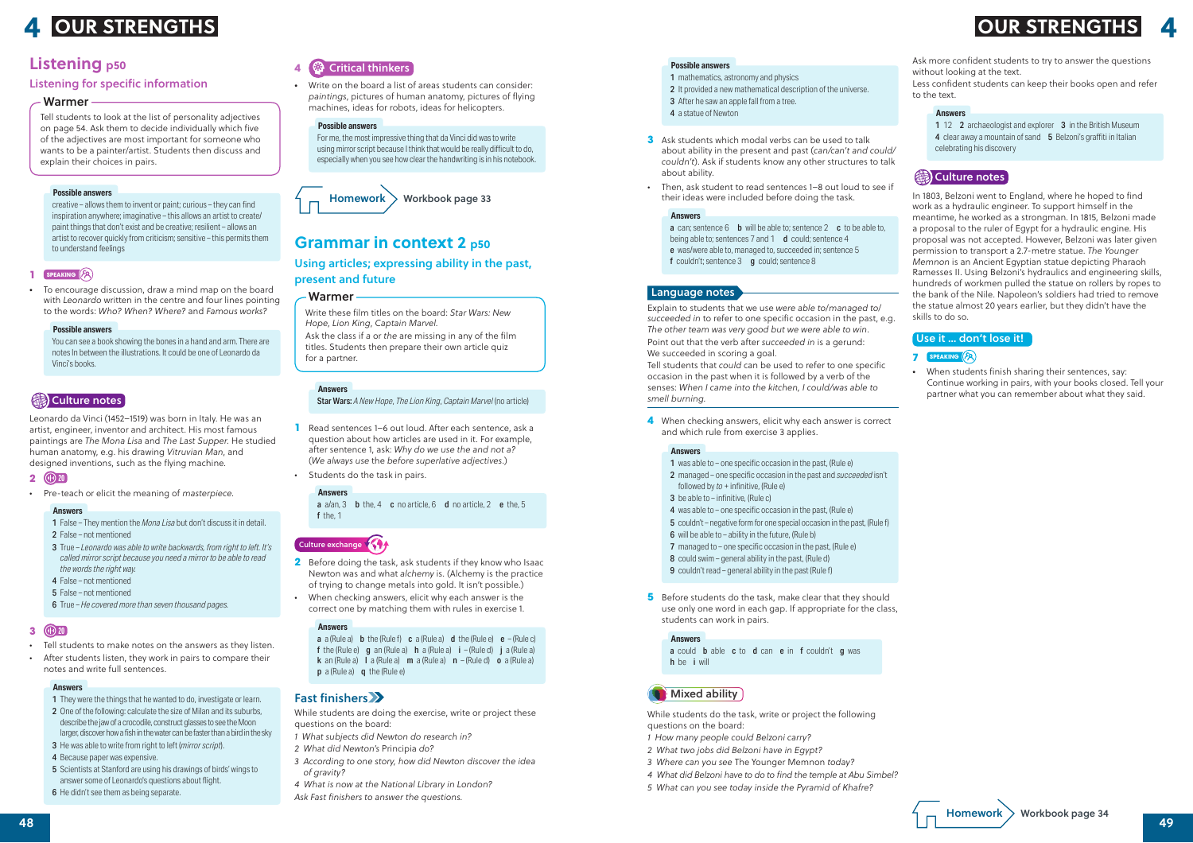# 4 OUR STRENGTHS

## Listening p50

### Listening for specific information

**Warmer**

Tell students to look at the list of personality adjectives on page 54. Ask them to decide individually which five of the adjectives are most important for someone who wants to be a painter/artist. Students then discuss and explain their choices in pairs.

**Possible answers**

creative – allows them to invent or paint; curious – they can find inspiration anywhere; imaginative – this allows an artist to create/paint things that don't exist and be creative; resilient – allows an artist to recover quickly from criticism; sensitive – this permits them to understand feelings

**1** SPEAKING

- To encourage discussion, draw a mind map on the board with *Leonardo* written in the centre and four lines pointing to the words: *Who? When? Where?* and *Famous works?*

**Possible answers**

You can see a book showing the bones in a hand and arm. There are notes In between the illustrations. It could be one of Leonardo da Vinci's books.

**Culture notes**

Leonardo da Vinci (1452–1519) was born in Italy. He was an artist, engineer, inventor and architect. His most famous paintings are *The Mona Lisa* and *The Last Supper.* He studied human anatomy, e.g. his drawing *Vitruvian Man*, and designed inventions, such as the flying machine.

**2** 20

- Pre-teach or elicit the meaning of *masterpiece*.

**Answers**

1 False – They mention the *Mona Lisa* but don't discuss it in detail.
2 False – not mentioned
3 True – *Leonardo was able to write backwards, from right to left. It's called mirror script because you need a mirror to be able to read the words the right way.*
4 False – not mentioned
5 False – not mentioned
6 True – *He covered more than seven thousand pages.*

**3** 20

- Tell students to make notes on the answers as they listen.
- After students listen, they work in pairs to compare their notes and write full sentences.

**Answers**

1 They were the things that he wanted to do, investigate or learn.
2 One of the following: calculate the size of Milan and its suburbs, describe the jaw of a crocodile, construct glasses to see the Moon larger, discover how a fish in the water can be faster than a bird in the sky
3 He was able to write from right to left (*mirror script*).
4 Because paper was expensive.
5 Scientists at Stanford are using his drawings of birds' wings to answer some of Leonardo's questions about flight.
6 He didn't see them as being separate.

**4** Critical thinkers

- Write on the board a list of areas students can consider: *paintings*, pictures of human anatomy, pictures of flying machines, ideas for robots, ideas for helicopters.

**Possible answers**

For me, the most impressive thing that da Vinci did was to write using mirror script because I think that would be really difficult to do, especially when you see how clear the handwriting is in his notebook.

**Homework** Workbook page 33

## Grammar in context 2 p50

### Using articles; expressing ability in the past, present and future

**Warmer**

Write these film titles on the board: *Star Wars: New Hope, Lion King, Captain Marvel.*
Ask the class if *a* or *the* are missing in any of the film titles. Students then prepare their own article quiz for a partner.

**Answers**

**Star Wars:** *A New Hope, The Lion King, Captain Marvel* (no article)

**1** Read sentences 1–6 out loud. After each sentence, ask a question about how articles are used in it. For example, after sentence 1, ask: *Why do we use the and not a?* (*We always use the before superlative adjectives.*)

- Students do the task in pairs.

**Answers**

**a** a/an, 3 **b** the, 4 **c** no article, 6 **d** no article, 2 **e** the, 5 **f** the, 1

Culture exchange

**2** Before doing the task, ask students if they know who Isaac Newton was and what *alchemy* is. (Alchemy is the practice of trying to change metals into gold. It isn't possible.)

- When checking answers, elicit why each answer is the correct one by matching them with rules in exercise 1.

**Answers**

**a** a (Rule a) **b** the (Rule f) **c** a (Rule a) **d** the (Rule e) **e** – (Rule c) **f** the (Rule e) **g** an (Rule a) **h** a (Rule a) **i** – (Rule d) **j** a (Rule a) **k** an (Rule a) **l** a (Rule a) **m** a (Rule a) **n** – (Rule d) **o** a (Rule a) **p** a (Rule a) **q** the (Rule e)

**Fast finishers**

While students are doing the exercise, write or project these questions on the board:

*1 What subjects did Newton do research in?*
*2 What did Newton's* Principia *do?*
*3 According to one story, how did Newton discover the idea of gravity?*
*4 What is now at the National Library in London?*

*Ask Fast finishers to answer the questions.*

**Possible answers**

1 mathematics, astronomy and physics
2 It provided a new mathematical description of the universe.
3 After he saw an apple fall from a tree.
4 a statue of Newton

**3** Ask students which modal verbs can be used to talk about ability in the present and past (*can/can't and could/couldn't*). Ask if students know any other structures to talk about ability.

- Then, ask student to read sentences 1–8 out loud to see if their ideas were included before doing the task.

**Answers**

**a** can; sentence 6 **b** will be able to; sentence 2 **c** to be able to, being able to; sentences 7 and 1 **d** could; sentence 4 **e** was/were able to, managed to, succeeded in; sentence 5 **f** couldn't; sentence 3 **g** could; sentence 8

**Language notes**

Explain to students that we use *were able to/managed to/ succeeded in* to refer to one specific occasion in the past, e.g. *The other team was very good but we were able to win*.
Point out that the verb after *succeeded in* is a gerund: We succeeded in scoring a goal.
Tell students that *could* can be used to refer to one specific occasion in the past when it is followed by a verb of the senses: *When I came into the kitchen, I could/was able to smell burning.*

**4** When checking answers, elicit why each answer is correct and which rule from exercise 3 applies.

**Answers**

1 was able to – one specific occasion in the past, (Rule e)
2 managed – one specific occasion in the past and *succeeded* isn't followed by *to* + infinitive, (Rule e)
3 be able to – infinitive, (Rule c)
4 was able to – one specific occasion in the past, (Rule e)
5 couldn't – negative form for one special occasion in the past, (Rule f)
6 will be able to – ability in the future, (Rule b)
7 managed to – one specific occasion in the past, (Rule e)
8 could swim – general ability in the past, (Rule d)
9 couldn't read – general ability in the past (Rule f)

**5** Before students do the task, make clear that they should use only one word in each gap. If appropriate for the class, students can work in pairs.

**Answers**

**a** could **b** able **c** to **d** can **e** in **f** couldn't **g** was **h** be **i** will

**Mixed ability**

While students do the task, write or project the following questions on the board:

*1 How many people could Belzoni carry?*
*2 What two jobs did Belzoni have in Egypt?*
*3 Where can you see* The Younger Memnon *today?*
*4 What did Belzoni have to do to find the temple at Abu Simbel?*
*5 What can you see today inside the Pyramid of Khafre?*

Ask more confident students to try to answer the questions without looking at the text.
Less confident students can keep their books open and refer to the text.

**Answers**

1 12 **2** archaeologist and explorer **3** in the British Museum **4** clear away a mountain of sand **5** Belzoni's graffiti in Italian celebrating his discovery

**Culture notes**

In 1803, Belzoni went to England, where he hoped to find work as a hydraulic engineer. To support himself in the meantime, he worked as a strongman. In 1815, Belzoni made a proposal to the ruler of Egypt for a hydraulic engine. His proposal was not accepted. However, Belzoni was later given permission to transport a 2.7-metre statue. *The Younger Memnon* is an Ancient Egyptian statue depicting Pharaoh Ramesses II. Using Belzoni's hydraulics and engineering skills, hundreds of workmen pulled the statue on rollers by ropes to the bank of the Nile. Napoleon's soldiers had tried to remove the statue almost 20 years earlier, but they didn't have the skills to do so.

**Use it ... don't lose it!**

**7** SPEAKING

- When students finish sharing their sentences, say: Continue working in pairs, with your books closed. Tell your partner what you can remember about what they said.

**Homework** Workbook page 34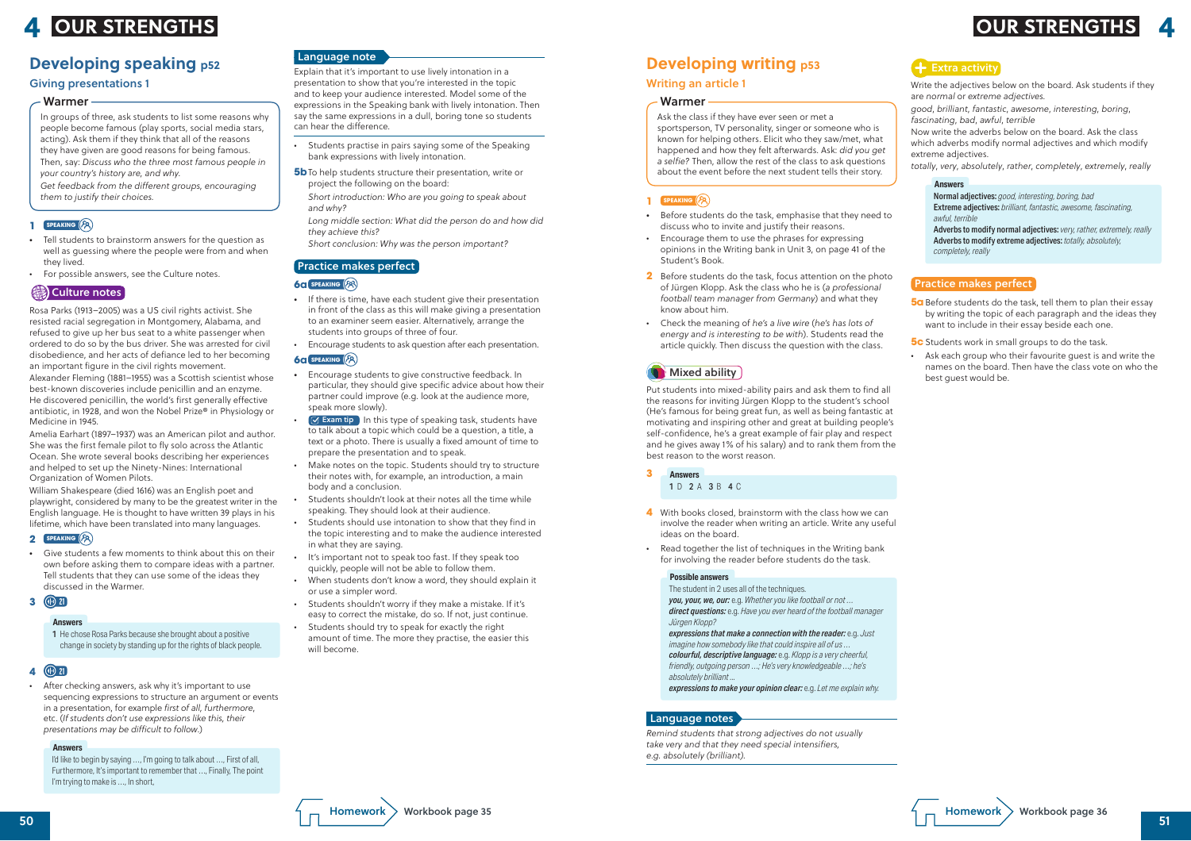# 4 OUR STRENGTHS

## Developing speaking p52

### Giving presentations 1

#### Warmer

In groups of three, ask students to list some reasons why people become famous (play sports, social media stars, acting). Ask them if they think that all of the reasons they have given are good reasons for being famous. Then, say: *Discuss who the three most famous people in your country's history are, and why.*

*Get feedback from the different groups, encouraging them to justify their choices.*

**1** SPEAKING

- Tell students to brainstorm answers for the question as well as guessing where the people were from and when they lived.
- For possible answers, see the Culture notes.

#### Culture notes

Rosa Parks (1913–2005) was a US civil rights activist. She resisted racial segregation in Montgomery, Alabama, and refused to give up her bus seat to a white passenger when ordered to do so by the bus driver. She was arrested for civil disobedience, and her acts of defiance led to her becoming an important figure in the civil rights movement.

Alexander Fleming (1881–1955) was a Scottish scientist whose best-known discoveries include penicillin and an enzyme. He discovered penicillin, the world's first generally effective antibiotic, in 1928, and won the Nobel Prize® in Physiology or Medicine in 1945.

Amelia Earhart (1897–1937) was an American pilot and author. She was the first female pilot to fly solo across the Atlantic Ocean. She wrote several books describing her experiences and helped to set up the Ninety-Nines: International Organization of Women Pilots.

William Shakespeare (died 1616) was an English poet and playwright, considered by many to be the greatest writer in the English language. He is thought to have written 39 plays in his lifetime, which have been translated into many languages.

**2** SPEAKING

- Give students a few moments to think about this on their own before asking them to compare ideas with a partner. Tell students that they can use some of the ideas they discussed in the Warmer.

**3** 21

**Answers**

1 He chose Rosa Parks because she brought about a positive change in society by standing up for the rights of black people.

**4** 21

- After checking answers, ask why it's important to use sequencing expressions to structure an argument or events in a presentation, for example *first of all, furthermore*, etc. (*If students don't use expressions like this, their presentations may be difficult to follow.*)

**Answers**

I'd like to begin by saying …, I'm going to talk about …, First of all, Furthermore, It's important to remember that …, Finally, The point I'm trying to make is …, In short,

#### Language note

Explain that it's important to use lively intonation in a presentation to show that you're interested in the topic and to keep your audience interested. Model some of the expressions in the Speaking bank with lively intonation. Then say the same expressions in a dull, boring tone so students can hear the difference.

- Students practise in pairs saying some of the Speaking bank expressions with lively intonation.

**5b** To help students structure their presentation, write or project the following on the board:

*Short introduction: Who are you going to speak about and why?*

*Long middle section: What did the person do and how did they achieve this?*

*Short conclusion: Why was the person important?*

#### Practice makes perfect

**6a** SPEAKING

- If there is time, have each student give their presentation in front of the class as this will make giving a presentation to an examiner seem easier. Alternatively, arrange the students into groups of three or four.
- Encourage students to ask question after each presentation.

**6a** SPEAKING

- Encourage students to give constructive feedback. In particular, they should give specific advice about how their partner could improve (e.g. look at the audience more, speak more slowly).
- Exam tip In this type of speaking task, students have to talk about a topic which could be a question, a title, a text or a photo. There is usually a fixed amount of time to prepare the presentation and to speak.
- Make notes on the topic. Students should try to structure their notes with, for example, an introduction, a main body and a conclusion.
- Students shouldn't look at their notes all the time while speaking. They should look at their audience.
- Students should use intonation to show that they find in the topic interesting and to make the audience interested in what they are saying.
- It's important not to speak too fast. If they speak too quickly, people will not be able to follow them.
- When students don't know a word, they should explain it or use a simpler word.
- Students shouldn't worry if they make a mistake. If it's easy to correct the mistake, do so. If not, just continue.
- Students should try to speak for exactly the right amount of time. The more they practise, the easier this will become.

Homework Workbook page 35

## Developing writing p53

### Writing an article 1

#### Warmer

Ask the class if they have ever seen or met a sportsperson, TV personality, singer or someone who is known for helping others. Elicit who they saw/met, what happened and how they felt afterwards. Ask: *did you get a selfie?* Then, allow the rest of the class to ask questions about the event before the next student tells their story.

**1** SPEAKING

- Before students do the task, emphasise that they need to discuss who to invite and justify their reasons.
- Encourage them to use the phrases for expressing opinions in the Writing bank in Unit 3, on page 41 of the Student's Book.

**2** Before students do the task, focus attention on the photo of Jürgen Klopp. Ask the class who he is (*a professional football team manager from Germany*) and what they know about him.

- Check the meaning of *he's a live wire* (*he's has lots of energy and is interesting to be with*). Students read the article quickly. Then discuss the question with the class.

#### Mixed ability

Put students into mixed-ability pairs and ask them to find all the reasons for inviting Jürgen Klopp to the student's school (He's famous for being great fun, as well as being fantastic at motivating and inspiring other and great at building people's self-confidence, he's a great example of fair play and respect and he gives away 1% of his salary) and to rank them from the best reason to the worst reason.

**3**

**Answers**

1 D 2 A 3 B 4 C

**4** With books closed, brainstorm with the class how we can involve the reader when writing an article. Write any useful ideas on the board.

- Read together the list of techniques in the Writing bank for involving the reader before students do the task.

**Possible answers**

The student in 2 uses all of the techniques.

***you, your, we, our:*** e.g. *Whether you like football or not …*

***direct questions:*** e.g. *Have you ever heard of the football manager Jürgen Klopp?*

***expressions that make a connection with the reader:*** e.g. *Just imagine how somebody like that could inspire all of us …*

***colourful, descriptive language:*** e.g. *Klopp is a very cheerful, friendly, outgoing person …; He's very knowledgeable …; he's absolutely brilliant …*

***expressions to make your opinion clear:*** e.g. *Let me explain why.*

#### Language notes

*Remind students that strong adjectives do not usually take very and that they need special intensifiers, e.g. absolutely (brilliant).*

#### Extra activity

Write the adjectives below on the board. Ask students if they are *normal* or *extreme adjectives.*

*good, brilliant, fantastic, awesome, interesting, boring, fascinating, bad, awful, terrible*

Now write the adverbs below on the board. Ask the class which adverbs modify normal adjectives and which modify extreme adjectives.

*totally, very, absolutely, rather, completely, extremely, really*

**Answers**

**Normal adjectives:** *good, interesting, boring, bad*

**Extreme adjectives:** *brilliant, fantastic, awesome, fascinating, awful, terrible*

**Adverbs to modify normal adjectives:** *very, rather, extremely, really*

**Adverbs to modify extreme adjectives:** *totally, absolutely, completely, really*

#### Practice makes perfect

**5a** Before students do the task, tell them to plan their essay by writing the topic of each paragraph and the ideas they want to include in their essay beside each one.

**5c** Students work in small groups to do the task.

- Ask each group who their favourite guest is and write the names on the board. Then have the class vote on who the best guest would be.

Homework Workbook page 36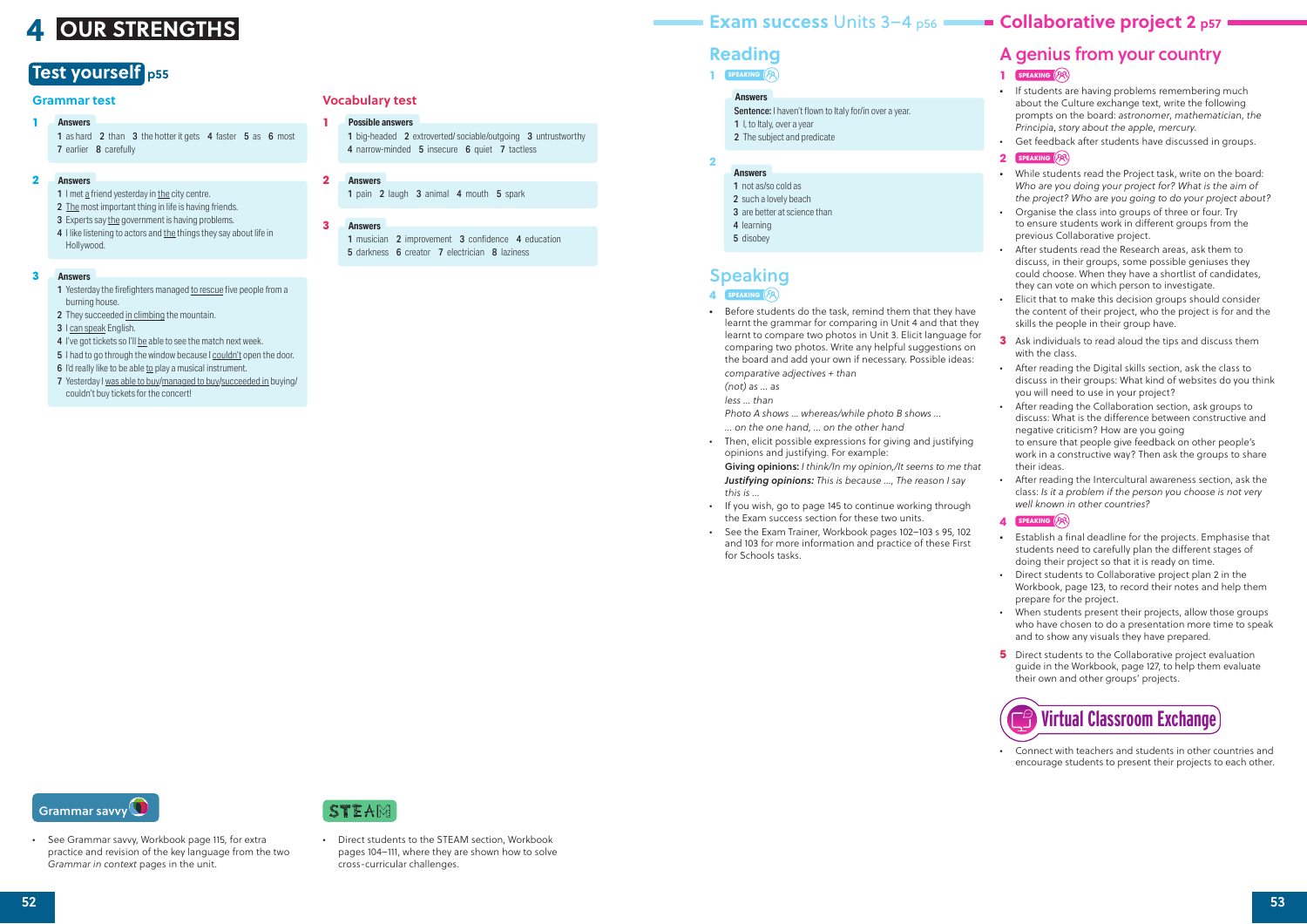# 4 OUR STRENGTHS

## Test yourself p55

### Grammar test

**1**

**Answers**

1 as hard 2 than 3 the hotter it gets 4 faster 5 as 6 most 7 earlier 8 carefully

**2**

**Answers**

1 I met a friend yesterday in the city centre.
2 The most important thing in life is having friends.
3 Experts say the government is having problems.
4 I like listening to actors and the things they say about life in Hollywood.

**3**

**Answers**

1 Yesterday the firefighters managed to rescue five people from a burning house.
2 They succeeded in climbing the mountain.
3 I can speak English.
4 I've got tickets so I'll be able to see the match next week.
5 I had to go through the window because I couldn't open the door.
6 I'd really like to be able to play a musical instrument.
7 Yesterday I was able to buy/managed to buy/succeeded in buying/couldn't buy tickets for the concert!

### Vocabulary test

**1**

**Possible answers**

1 big-headed 2 extroverted/ sociable/outgoing 3 untrustworthy 4 narrow-minded 5 insecure 6 quiet 7 tactless

**2**

**Answers**

1 pain 2 laugh 3 animal 4 mouth 5 spark

**3**

**Answers**

1 musician 2 improvement 3 confidence 4 education 5 darkness 6 creator 7 electrician 8 laziness

### Grammar savvy

- See Grammar savvy, Workbook page 115, for extra practice and revision of the key language from the two *Grammar in context* pages in the unit.

### STEAM

- Direct students to the STEAM section, Workbook pages 104–111, where they are shown how to solve cross-curricular challenges.

## Exam success Units 3–4 p56

### Reading

**1** SPEAKING

**Answers**

**Sentence:** I haven't flown to Italy for/in over a year.
1 I, to Italy, over a year
2 The subject and predicate

**2**

**Answers**

1 not as/so cold as
2 such a lovely beach
3 are better at science than
4 learning
5 disobey

### Speaking

**4** SPEAKING

- Before students do the task, remind them that they have learnt the grammar for comparing in Unit 4 and that they learnt to compare two photos in Unit 3. Elicit language for comparing two photos. Write any helpful suggestions on the board and add your own if necessary. Possible ideas:
  *comparative adjectives + than*
  *(not) as … as*
  *less … than*
  *Photo A shows … whereas/while photo B shows …*
  *… on the one hand, … on the other hand*
- Then, elicit possible expressions for giving and justifying opinions and justifying. For example:
  **Giving opinions:** *I think/In my opinion,/It seems to me that*
  ***Justifying opinions:*** *This is because …, The reason I say this is …*
- If you wish, go to page 145 to continue working through the Exam success section for these two units.
- See the Exam Trainer, Workbook pages 102–103 s 95, 102 and 103 for more information and practice of these First for Schools tasks.

## Collaborative project 2 p57

### A genius from your country

**1** SPEAKING

- If students are having problems remembering much about the Culture exchange text, write the following prompts on the board: *astronomer*, *mathematician*, *the Principia*, *story about the apple*, *mercury*.
- Get feedback after students have discussed in groups.

**2** SPEAKING

- While students read the Project task, write on the board: *Who are you doing your project for? What is the aim of the project? Who are you going to do your project about?*
- Organise the class into groups of three or four. Try to ensure students work in different groups from the previous Collaborative project.
- After students read the Research areas, ask them to discuss, in their groups, some possible geniuses they could choose. When they have a shortlist of candidates, they can vote on which person to investigate.
- Elicit that to make this decision groups should consider the content of their project, who the project is for and the skills the people in their group have.

**3** Ask individuals to read aloud the tips and discuss them with the class.

- After reading the Digital skills section, ask the class to discuss in their groups: What kind of websites do you think you will need to use in your project?
- After reading the Collaboration section, ask groups to discuss: What is the difference between constructive and negative criticism? How are you going to ensure that people give feedback on other people's work in a constructive way? Then ask the groups to share their ideas.
- After reading the Intercultural awareness section, ask the class: *Is it a problem if the person you choose is not very well known in other countries?*

**4** SPEAKING

- Establish a final deadline for the projects. Emphasise that students need to carefully plan the different stages of doing their project so that it is ready on time.
- Direct students to Collaborative project plan 2 in the Workbook, page 123, to record their notes and help them prepare for the project.
- When students present their projects, allow those groups who have chosen to do a presentation more time to speak and to show any visuals they have prepared.

**5** Direct students to the Collaborative project evaluation guide in the Workbook, page 127, to help them evaluate their own and other groups' projects.

### Virtual Classroom Exchange

- Connect with teachers and students in other countries and encourage students to present their projects to each other.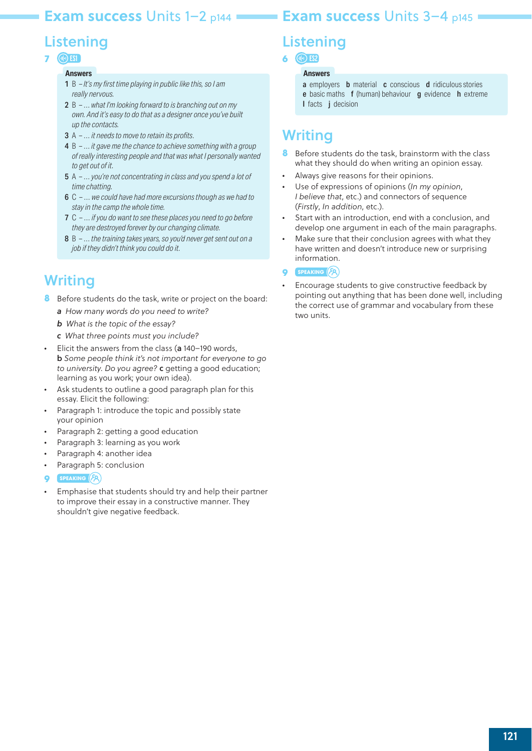## **Exam success** Units 1–2 p144

### Listening

**7** ES1

**Answers**

1 B – *It's my first time playing in public like this, so I am really nervous.*
2 B – *... what I'm looking forward to is branching out on my own. And it's easy to do that as a designer once you've built up the contacts.*
3 A – *... it needs to move to retain its profits.*
4 B – *... it gave me the chance to achieve something with a group of really interesting people and that was what I personally wanted to get out of it.*
5 A – *... you're not concentrating in class and you spend a lot of time chatting.*
6 C – *... we could have had more excursions though as we had to stay in the camp the whole time.*
7 C – *... if you do want to see these places you need to go before they are destroyed forever by our changing climate.*
8 B – *... the training takes years, so you'd never get sent out on a job if they didn't think you could do it.*

### Writing

**8** Before students do the task, write or project on the board:

*a How many words do you need to write?*
*b What is the topic of the essay?*
*c What three points must you include?*

- Elicit the answers from the class (**a** 140–190 words, **b** *Some people think it's not important for everyone to go to university. Do you agree?* **c** getting a good education; learning as you work; your own idea).
- Ask students to outline a good paragraph plan for this essay. Elicit the following:
- Paragraph 1: introduce the topic and possibly state your opinion
- Paragraph 2: getting a good education
- Paragraph 3: learning as you work
- Paragraph 4: another idea
- Paragraph 5: conclusion

**9** SPEAKING

- Emphasise that students should try and help their partner to improve their essay in a constructive manner. They shouldn't give negative feedback.

## **Exam success** Units 3–4 p145

### Listening

**6** ES2

**Answers**

**a** employers **b** material **c** conscious **d** ridiculous stories
**e** basic maths **f** (human) behaviour **g** evidence **h** extreme
**I** facts **j** decision

### Writing

**8** Before students do the task, brainstorm with the class what they should do when writing an opinion essay.

- Always give reasons for their opinions.
- Use of expressions of opinions (*In my opinion*, *I believe that*, etc.) and connectors of sequence (*Firstly*, *In addition*, etc.).
- Start with an introduction, end with a conclusion, and develop one argument in each of the main paragraphs.
- Make sure that their conclusion agrees with what they have written and doesn't introduce new or surprising information.

**9** SPEAKING

- Encourage students to give constructive feedback by pointing out anything that has been done well, including the correct use of grammar and vocabulary from these two units.